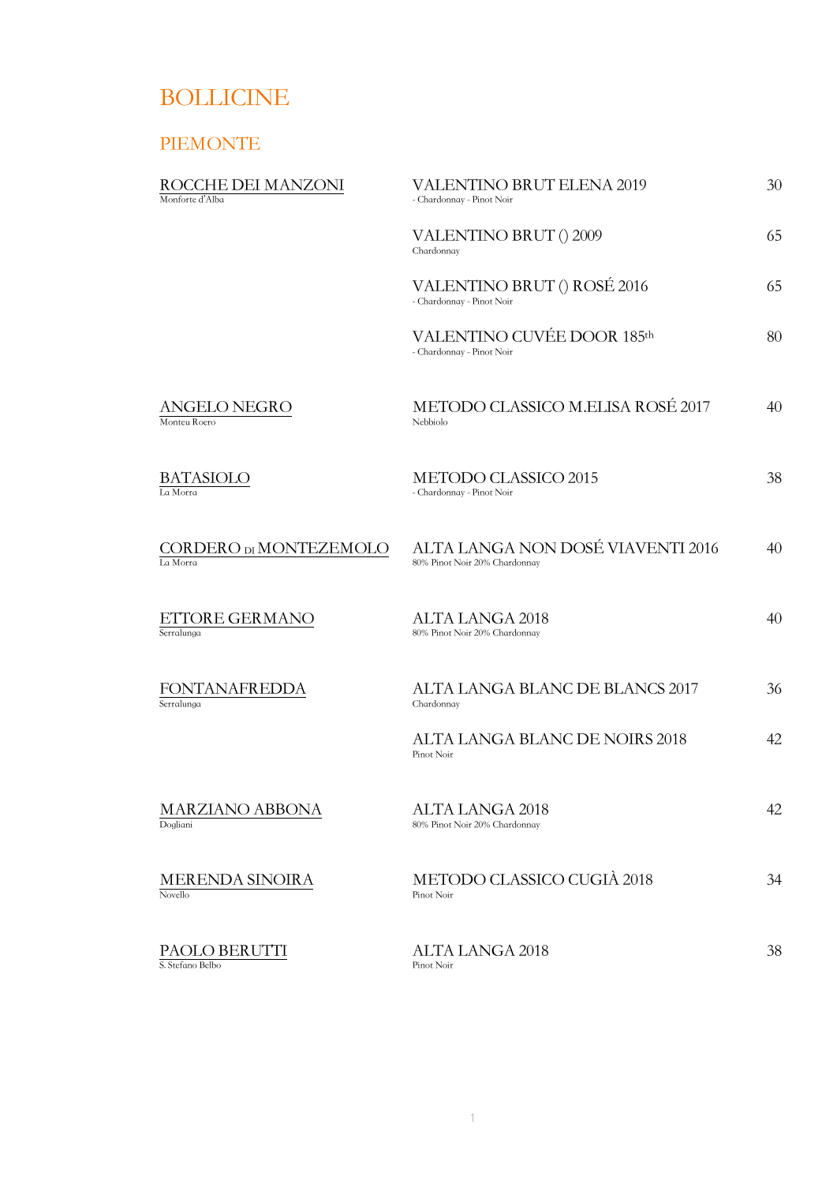# BOLLICINE

## PIEMONTE

| Producer | Wine | Price |
|---|---|---|
| ROCCHE DEI MANZONI<br>Monforte d'Alba | VALENTINO BRUT ELENA 2019<br>- Chardonnay - Pinot Noir | 30 |
| | VALENTINO BRUT () 2009<br>Chardonnay | 65 |
| | VALENTINO BRUT () ROSÉ 2016<br>- Chardonnay - Pinot Noir | 65 |
| | VALENTINO CUVÉE DOOR 185th<br>- Chardonnay - Pinot Noir | 80 |
| ANGELO NEGRO<br>Monteu Roero | METODO CLASSICO M.ELISA ROSÉ 2017<br>Nebbiolo | 40 |
| BATASIOLO<br>La Morra | METODO CLASSICO 2015<br>- Chardonnay - Pinot Noir | 38 |
| CORDERO DI MONTEZEMOLO<br>La Morra | ALTA LANGA NON DOSÉ VIAVENTI 2016<br>80% Pinot Noir 20% Chardonnay | 40 |
| ETTORE GERMANO<br>Serralunga | ALTA LANGA 2018<br>80% Pinot Noir 20% Chardonnay | 40 |
| FONTANAFREDDA<br>Serralunga | ALTA LANGA BLANC DE BLANCS 2017<br>Chardonnay | 36 |
| | ALTA LANGA BLANC DE NOIRS 2018<br>Pinot Noir | 42 |
| MARZIANO ABBONA<br>Dogliani | ALTA LANGA 2018<br>80% Pinot Noir 20% Chardonnay | 42 |
| MERENDA SINOIRA<br>Novello | METODO CLASSICO CUGIÀ 2018<br>Pinot Noir | 34 |
| PAOLO BERUTTI<br>S. Stefano Belbo | ALTA LANGA 2018<br>Pinot Noir | 38 |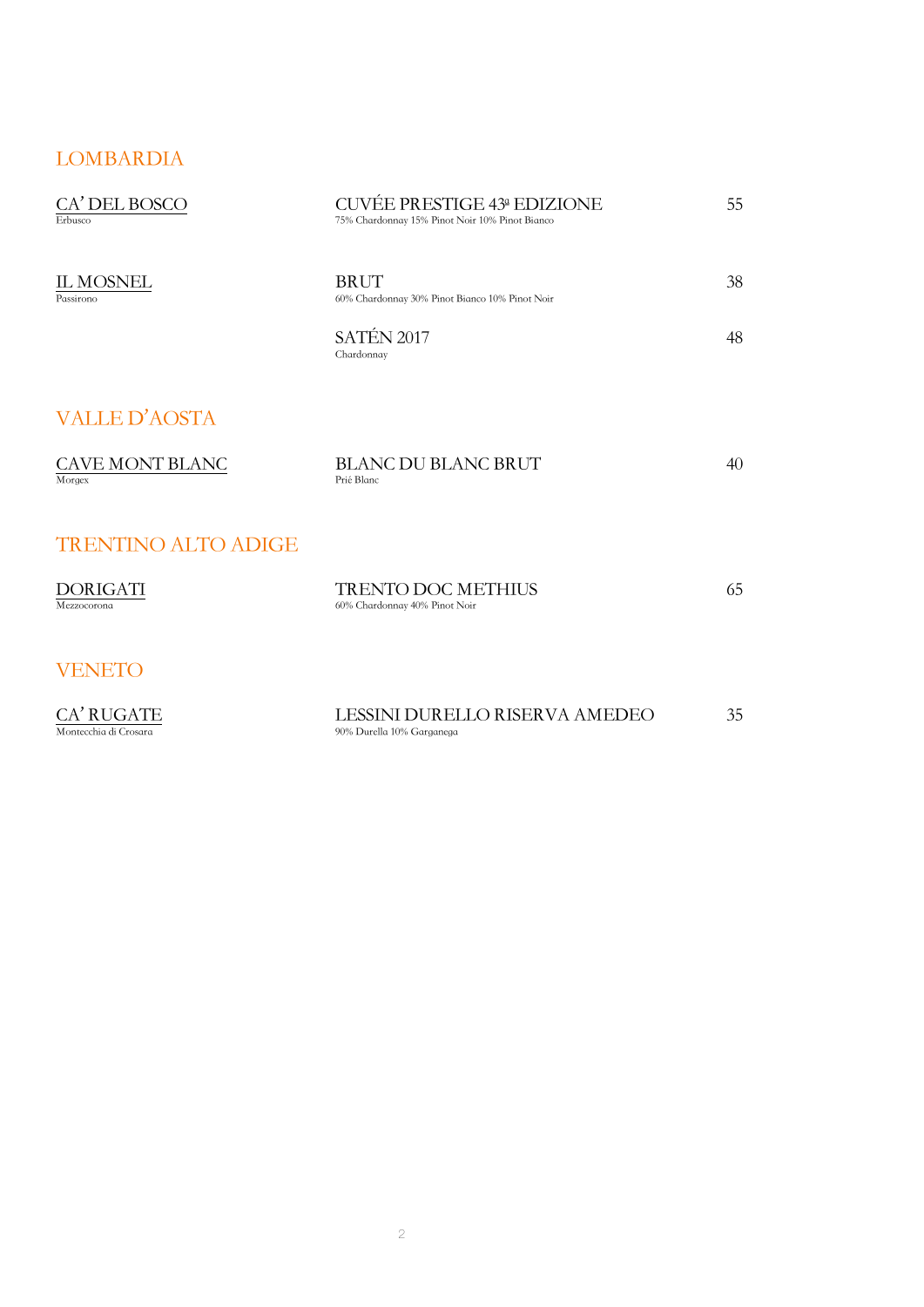## LOMBARDIA

| Producer | Wine | Price |
|---|---|---|
| CA' DEL BOSCO<br>Erbusco | CUVÉE PRESTIGE 43ª EDIZIONE<br>75% Chardonnay 15% Pinot Noir 10% Pinot Bianco | 55 |
| IL MOSNEL<br>Passirono | BRUT<br>60% Chardonnay 30% Pinot Bianco 10% Pinot Noir | 38 |
| | SATÉN 2017<br>Chardonnay | 48 |

## VALLE D'AOSTA

| Producer | Wine | Price |
|---|---|---|
| CAVE MONT BLANC<br>Morgex | BLANC DU BLANC BRUT<br>Prié Blanc | 40 |

## TRENTINO ALTO ADIGE

| Producer | Wine | Price |
|---|---|---|
| DORIGATI<br>Mezzocorona | TRENTO DOC METHIUS<br>60% Chardonnay 40% Pinot Noir | 65 |

## VENETO

| Producer | Wine | Price |
|---|---|---|
| CA' RUGATE<br>Montecchia di Crosara | LESSINI DURELLO RISERVA AMEDEO<br>90% Durella 10% Garganega | 35 |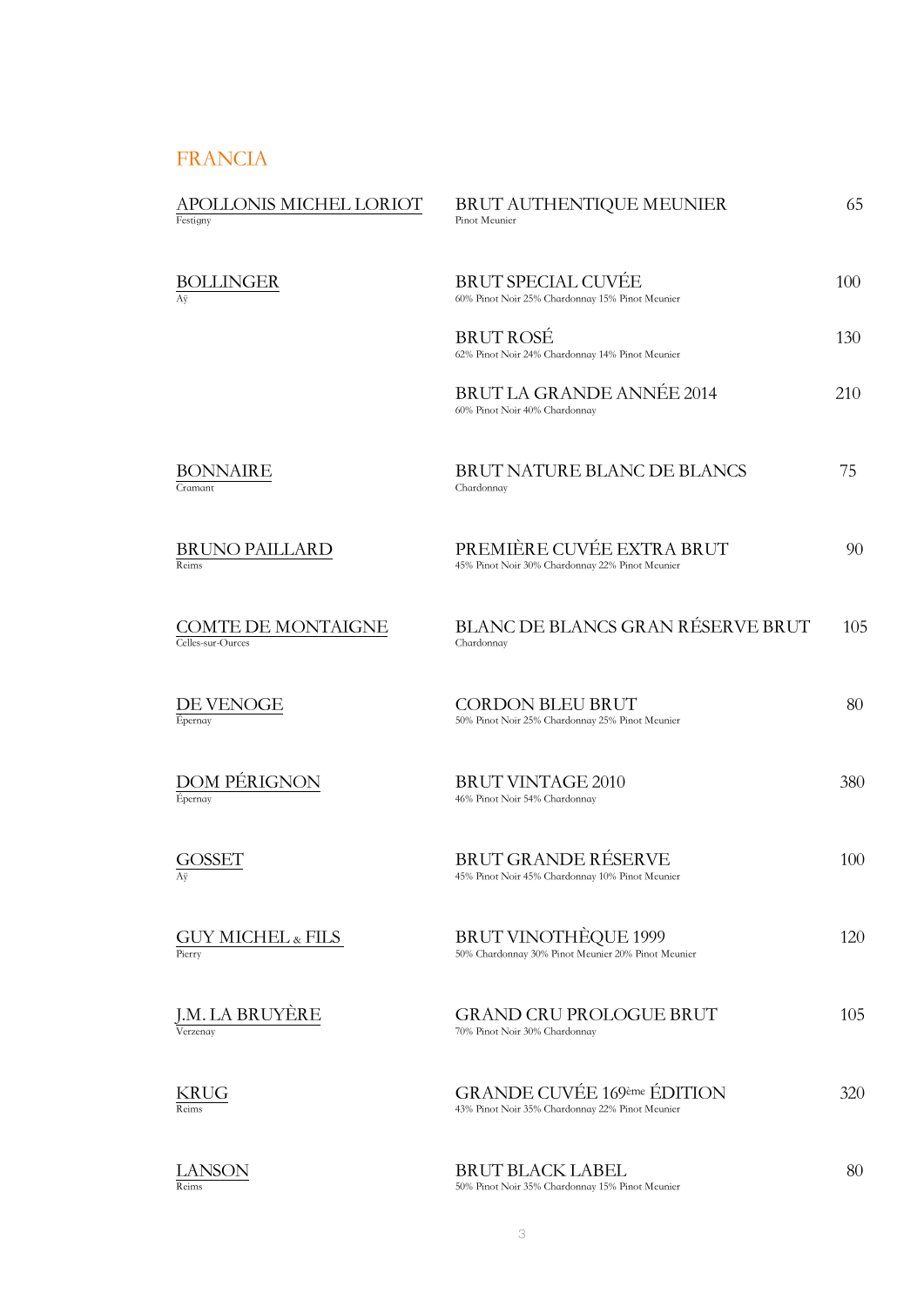## FRANCIA

| Producer | Wine | Price |
|---|---|---|
| APOLLONIS MICHEL LORIOT<br>Festigny | BRUT AUTHENTIQUE MEUNIER<br>Pinot Meunier | 65 |
| BOLLINGER<br>Aÿ | BRUT SPECIAL CUVÉE<br>60% Pinot Noir 25% Chardonnay 15% Pinot Meunier | 100 |
| | BRUT ROSÉ<br>62% Pinot Noir 24% Chardonnay 14% Pinot Meunier | 130 |
| | BRUT LA GRANDE ANNÉE 2014<br>60% Pinot Noir 40% Chardonnay | 210 |
| BONNAIRE<br>Cramant | BRUT NATURE BLANC DE BLANCS<br>Chardonnay | 75 |
| BRUNO PAILLARD<br>Reims | PREMIÈRE CUVÉE EXTRA BRUT<br>45% Pinot Noir 30% Chardonnay 22% Pinot Meunier | 90 |
| COMTE DE MONTAIGNE<br>Celles-sur-Ources | BLANC DE BLANCS GRAN RÉSERVE BRUT<br>Chardonnay | 105 |
| DE VENOGE<br>Epernay | CORDON BLEU BRUT<br>50% Pinot Noir 25% Chardonnay 25% Pinot Meunier | 80 |
| DOM PÉRIGNON<br>Epernay | BRUT VINTAGE 2010<br>46% Pinot Noir 54% Chardonnay | 380 |
| GOSSET<br>Aÿ | BRUT GRANDE RÉSERVE<br>45% Pinot Noir 45% Chardonnay 10% Pinot Meunier | 100 |
| GUY MICHEL & FILS<br>Pierry | BRUT VINOTHÈQUE 1999<br>50% Chardonnay 30% Pinot Meunier 20% Pinot Meunier | 120 |
| J.M. LA BRUYÈRE<br>Verzenay | GRAND CRU PROLOGUE BRUT<br>70% Pinot Noir 30% Chardonnay | 105 |
| KRUG<br>Reims | GRANDE CUVÉE 169ème ÉDITION<br>43% Pinot Noir 35% Chardonnay 22% Pinot Meunier | 320 |
| LANSON<br>Reims | BRUT BLACK LABEL<br>50% Pinot Noir 35% Chardonnay 15% Pinot Meunier | 80 |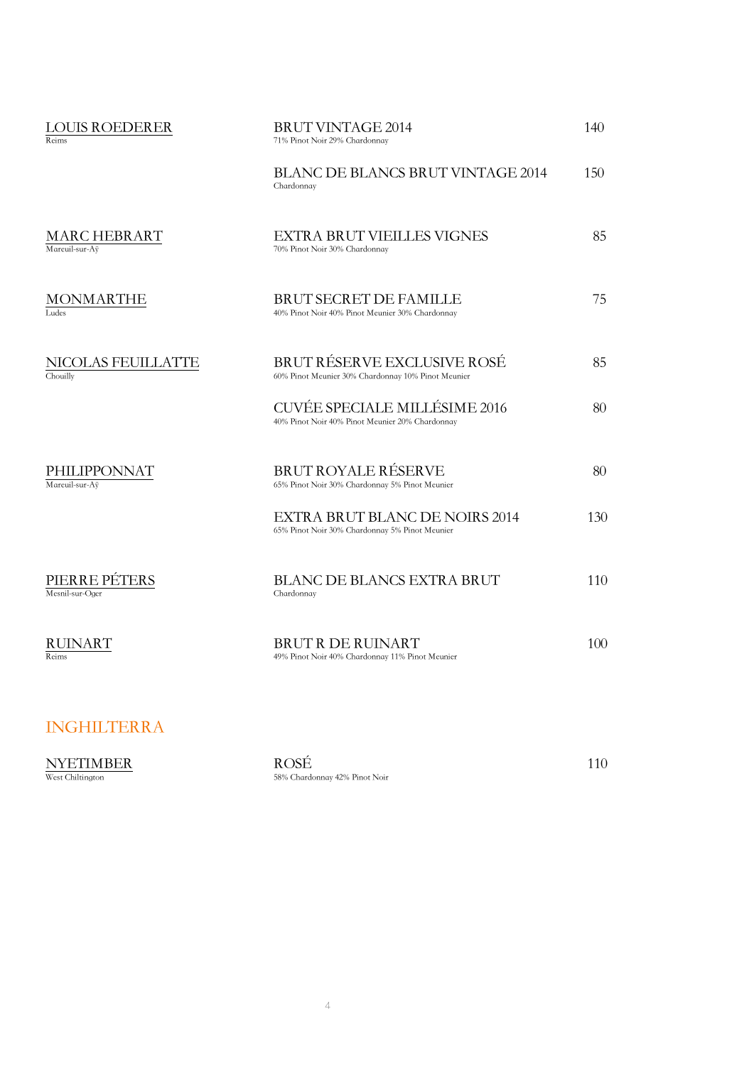**LOUIS ROEDERER**
Reims

BRUT VINTAGE 2014 — 140
71% Pinot Noir 29% Chardonnay

BLANC DE BLANCS BRUT VINTAGE 2014 — 150
Chardonnay

**MARC HEBRART**
Mareuil-sur-Aÿ

EXTRA BRUT VIEILLES VIGNES — 85
70% Pinot Noir 30% Chardonnay

**MONMARTHE**
Ludes

BRUT SECRET DE FAMILLE — 75
40% Pinot Noir 40% Pinot Meunier 30% Chardonnay

**NICOLAS FEUILLATTE**
Chouilly

BRUT RÉSERVE EXCLUSIVE ROSÉ — 85
60% Pinot Meunier 30% Chardonnay 10% Pinot Meunier

CUVÉE SPECIALE MILLÉSIME 2016 — 80
40% Pinot Noir 40% Pinot Meunier 20% Chardonnay

**PHILIPPONNAT**
Mareuil-sur-Aÿ

BRUT ROYALE RÉSERVE — 80
65% Pinot Noir 30% Chardonnay 5% Pinot Meunier

EXTRA BRUT BLANC DE NOIRS 2014 — 130
65% Pinot Noir 30% Chardonnay 5% Pinot Meunier

**PIERRE PÉTERS**
Mesnil-sur-Oger

BLANC DE BLANCS EXTRA BRUT — 110
Chardonnay

**RUINART**
Reims

BRUT R DE RUINART — 100
49% Pinot Noir 40% Chardonnay 11% Pinot Meunier

## INGHILTERRA

**NYETIMBER**
West Chiltington

ROSÉ — 110
58% Chardonnay 42% Pinot Noir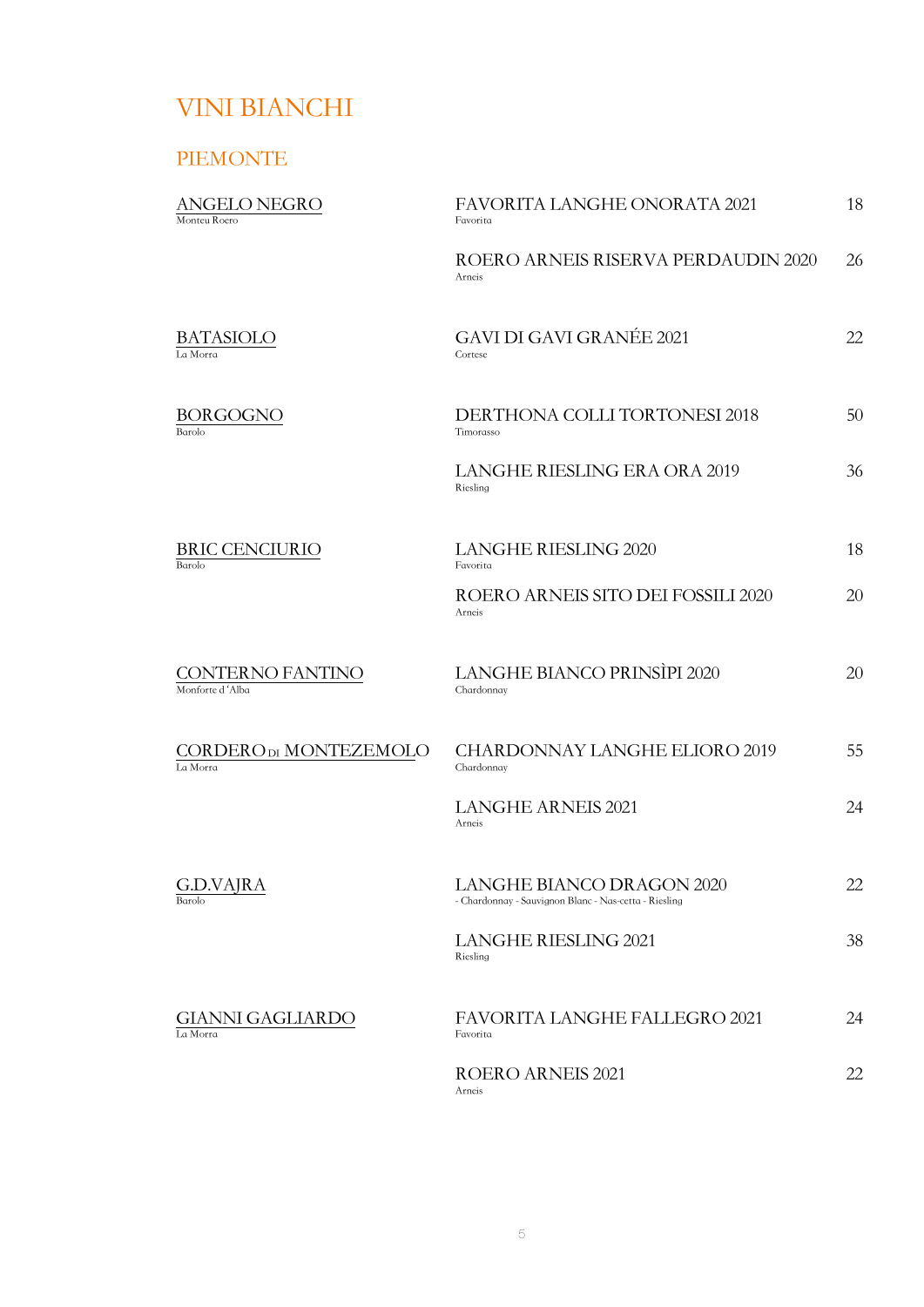# VINI BIANCHI

## PIEMONTE

| Produttore | Vino | Prezzo |
|---|---|---|
| ANGELO NEGRO<br>Monteu Roero | FAVORITA LANGHE ONORATA 2021<br>Favorita | 18 |
| | ROERO ARNEIS RISERVA PERDAUDIN 2020<br>Arneis | 26 |
| BATASIOLO<br>La Morra | GAVI DI GAVI GRANÉE 2021<br>Cortese | 22 |
| BORGOGNO<br>Barolo | DERTHONA COLLI TORTONESI 2018<br>Timorasso | 50 |
| | LANGHE RIESLING ERA ORA 2019<br>Riesling | 36 |
| BRIC CENCIURIO<br>Barolo | LANGHE RIESLING 2020<br>Favorita | 18 |
| | ROERO ARNEIS SITO DEI FOSSILI 2020<br>Arneis | 20 |
| CONTERNO FANTINO<br>Monforte d'Alba | LANGHE BIANCO PRINSÌPI 2020<br>Chardonnay | 20 |
| CORDERO DI MONTEZEMOLO<br>La Morra | CHARDONNAY LANGHE ELIORO 2019<br>Chardonnay | 55 |
| | LANGHE ARNEIS 2021<br>Arneis | 24 |
| G.D.VAJRA<br>Barolo | LANGHE BIANCO DRAGON 2020<br>- Chardonnay - Sauvignon Blanc - Nas-cetta - Riesling | 22 |
| | LANGHE RIESLING 2021<br>Riesling | 38 |
| GIANNI GAGLIARDO<br>La Morra | FAVORITA LANGHE FALLEGRO 2021<br>Favorita | 24 |
| | ROERO ARNEIS 2021<br>Arneis | 22 |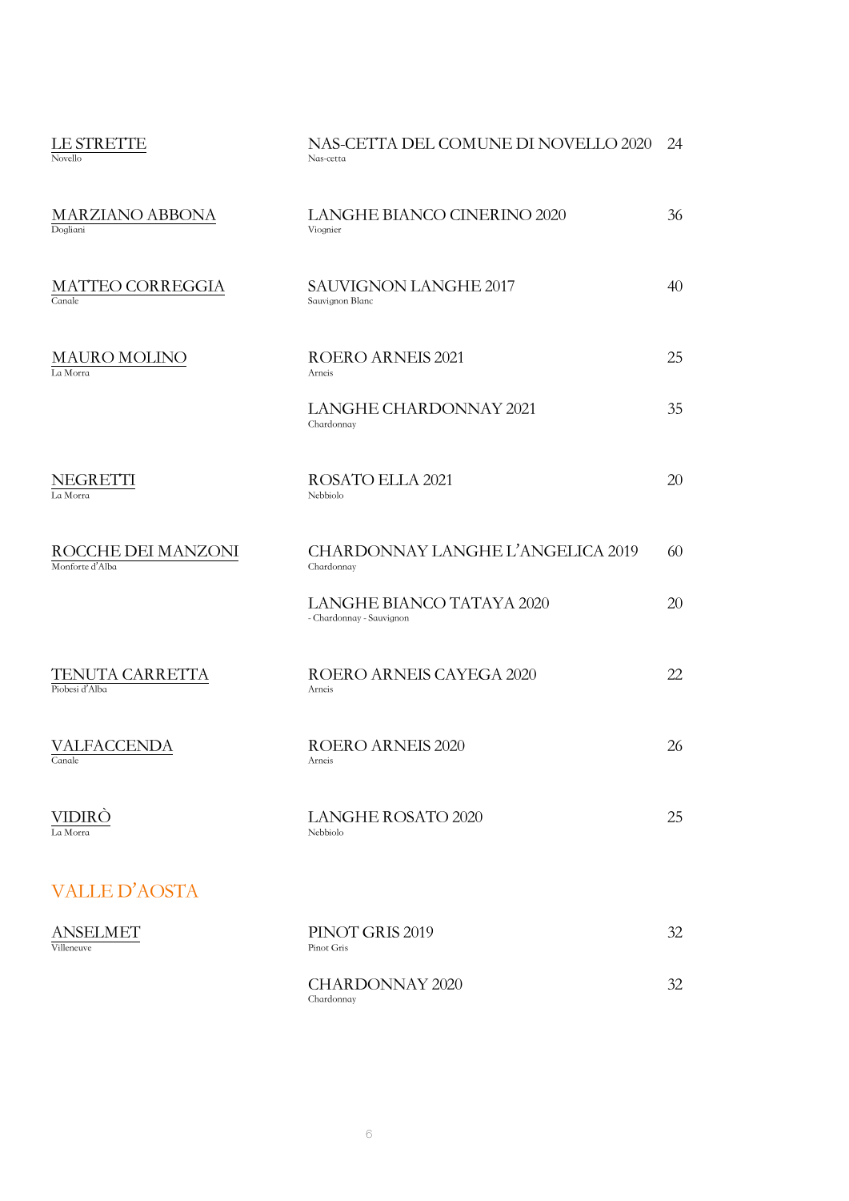| Producer | Wine | Price |
|---|---|---|
| LE STRETTE<br>Novello | NAS-CETTA DEL COMUNE DI NOVELLO 2020<br>Nas-cetta | 24 |
| MARZIANO ABBONA<br>Dogliani | LANGHE BIANCO CINERINO 2020<br>Viognier | 36 |
| MATTEO CORREGGIA<br>Canale | SAUVIGNON LANGHE 2017<br>Sauvignon Blanc | 40 |
| MAURO MOLINO<br>La Morra | ROERO ARNEIS 2021<br>Arneis | 25 |
| | LANGHE CHARDONNAY 2021<br>Chardonnay | 35 |
| NEGRETTI<br>La Morra | ROSATO ELLA 2021<br>Nebbiolo | 20 |
| ROCCHE DEI MANZONI<br>Monforte d'Alba | CHARDONNAY LANGHE L'ANGELICA 2019<br>Chardonnay | 60 |
| | LANGHE BIANCO TATAYA 2020<br>- Chardonnay - Sauvignon | 20 |
| TENUTA CARRETTA<br>Piobesi d'Alba | ROERO ARNEIS CAYEGA 2020<br>Arneis | 22 |
| VALFACCENDA<br>Canale | ROERO ARNEIS 2020<br>Arneis | 26 |
| VIDIRÒ<br>La Morra | LANGHE ROSATO 2020<br>Nebbiolo | 25 |

## VALLE D'AOSTA

| Producer | Wine | Price |
|---|---|---|
| ANSELMET<br>Villeneuve | PINOT GRIS 2019<br>Pinot Gris | 32 |
| | CHARDONNAY 2020<br>Chardonnay | 32 |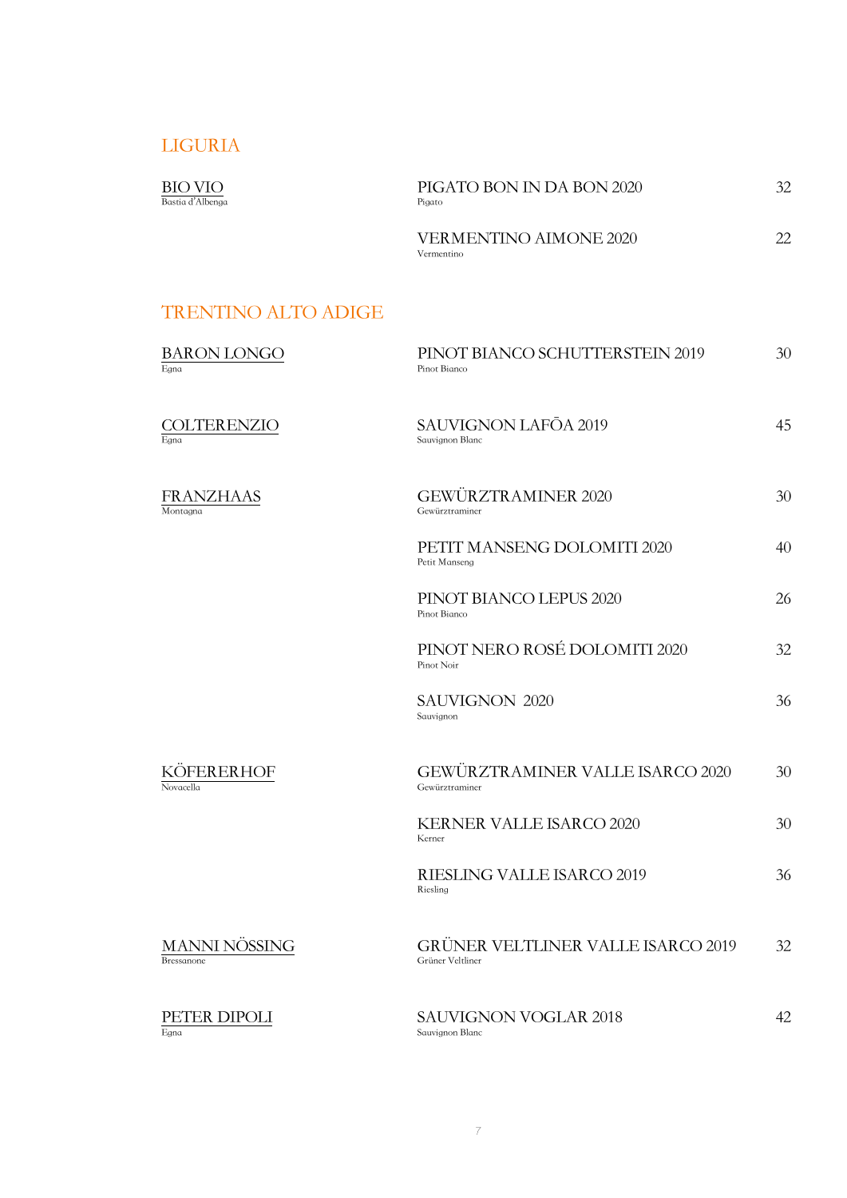## LIGURIA

| Producer | Wine | Price |
|---|---|---|
| BIO VIO<br>Bastia d'Albenga | PIGATO BON IN DA BON 2020<br>Pigato | 32 |
| | VERMENTINO AIMONE 2020<br>Vermentino | 22 |

## TRENTINO ALTO ADIGE

| Producer | Wine | Price |
|---|---|---|
| BARON LONGO<br>Egna | PINOT BIANCO SCHUTTERSTEIN 2019<br>Pinot Bianco | 30 |
| COLTERENZIO<br>Egna | SAUVIGNON LAFŌA 2019<br>Sauvignon Blanc | 45 |
| FRANZHAAS<br>Montagna | GEWÜRZTRAMINER 2020<br>Gewürztraminer | 30 |
| | PETIT MANSENG DOLOMITI 2020<br>Petit Manseng | 40 |
| | PINOT BIANCO LEPUS 2020<br>Pinot Bianco | 26 |
| | PINOT NERO ROSÉ DOLOMITI 2020<br>Pinot Noir | 32 |
| | SAUVIGNON 2020<br>Sauvignon | 36 |
| KÖFERERHOF<br>Novacella | GEWÜRZTRAMINER VALLE ISARCO 2020<br>Gewürztraminer | 30 |
| | KERNER VALLE ISARCO 2020<br>Kerner | 30 |
| | RIESLING VALLE ISARCO 2019<br>Riesling | 36 |
| MANNI NÖSSING<br>Bressanone | GRÜNER VELTLINER VALLE ISARCO 2019<br>Grüner Veltliner | 32 |
| PETER DIPOLI<br>Egna | SAUVIGNON VOGLAR 2018<br>Sauvignon Blanc | 42 |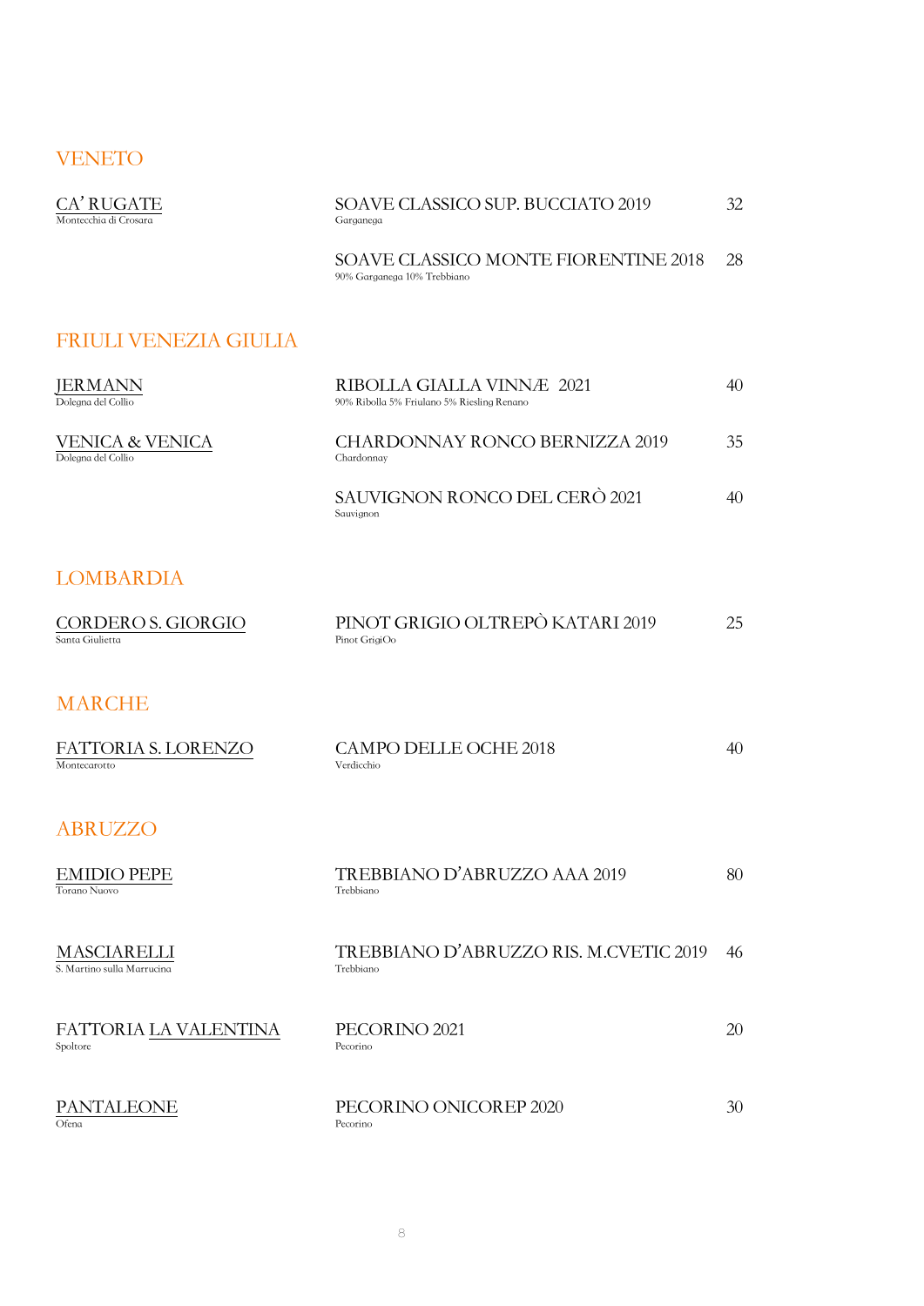## VENETO

| | | |
|---|---|---|
| CA' RUGATE<br>Montecchia di Crosara | SOAVE CLASSICO SUP. BUCCIATO 2019<br>Garganega | 32 |
| | SOAVE CLASSICO MONTE FIORENTINE 2018<br>90% Garganega 10% Trebbiano | 28 |

## FRIULI VENEZIA GIULIA

| | | |
|---|---|---|
| JERMANN<br>Dolegna del Collio | RIBOLLA GIALLA VINNÆ 2021<br>90% Ribolla 5% Friulano 5% Riesling Renano | 40 |
| VENICA & VENICA<br>Dolegna del Collio | CHARDONNAY RONCO BERNIZZA 2019<br>Chardonnay | 35 |
| | SAUVIGNON RONCO DEL CERÒ 2021<br>Sauvignon | 40 |

## LOMBARDIA

| | | |
|---|---|---|
| CORDERO S. GIORGIO<br>Santa Giulietta | PINOT GRIGIO OLTREPÒ KATARI 2019<br>Pinot GrigiOo | 25 |

## MARCHE

| | | |
|---|---|---|
| FATTORIA S. LORENZO<br>Montecarotto | CAMPO DELLE OCHE 2018<br>Verdicchio | 40 |

## ABRUZZO

| | | |
|---|---|---|
| EMIDIO PEPE<br>Torano Nuovo | TREBBIANO D'ABRUZZO AAA 2019<br>Trebbiano | 80 |
| MASCIARELLI<br>S. Martino sulla Marrucina | TREBBIANO D'ABRUZZO RIS. M.CVETIC 2019<br>Trebbiano | 46 |
| FATTORIA LA VALENTINA<br>Spoltore | PECORINO 2021<br>Pecorino | 20 |
| PANTALEONE<br>Ofena | PECORINO ONICOREP 2020<br>Pecorino | 30 |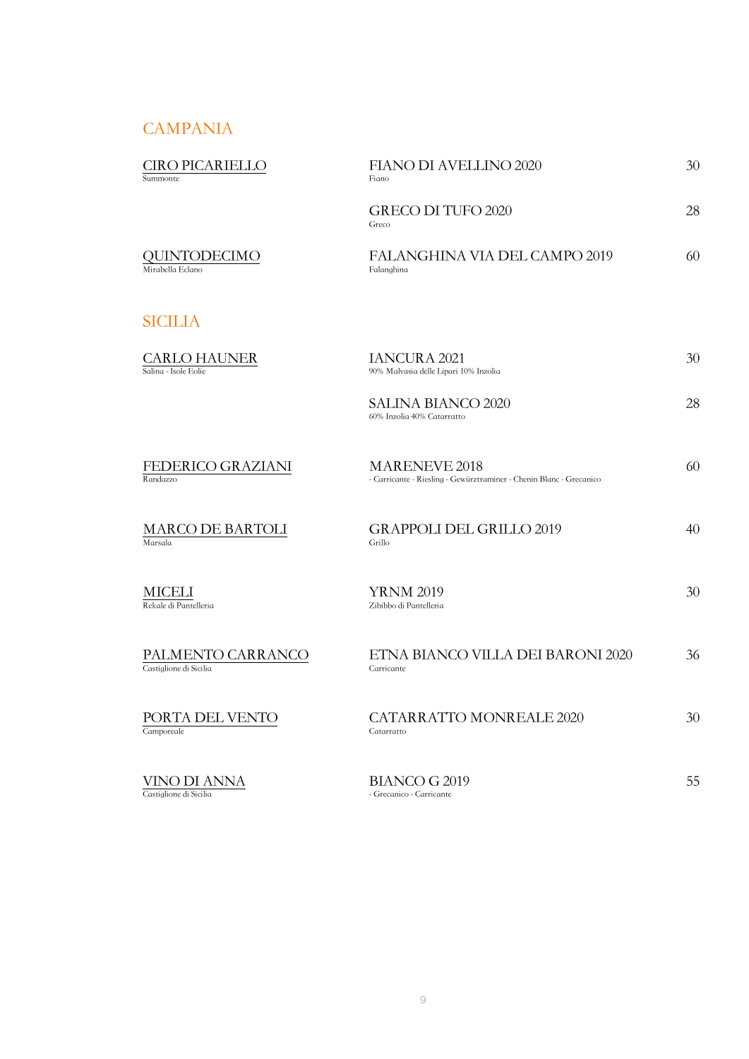## CAMPANIA

| Producer | Wine | Price |
|---|---|---|
| CIRO PICARIELLO<br>Summonte | FIANO DI AVELLINO 2020<br>Fiano | 30 |
| | GRECO DI TUFO 2020<br>Greco | 28 |
| QUINTODECIMO<br>Mirabella Eclano | FALANGHINA VIA DEL CAMPO 2019<br>Falanghina | 60 |

## SICILIA

| Producer | Wine | Price |
|---|---|---|
| CARLO HAUNER<br>Salina - Isole Eolie | IANCURA 2021<br>90% Malvasia delle Lipari 10% Inzolia | 30 |
| | SALINA BIANCO 2020<br>60% Inzolia 40% Catarratto | 28 |
| FEDERICO GRAZIANI<br>Randazzo | MARENEVE 2018<br>- Carricante - Riesling - Gewürztraminer - Chenin Blanc - Grecanico | 60 |
| MARCO DE BARTOLI<br>Marsala | GRAPPOLI DEL GRILLO 2019<br>Grillo | 40 |
| MICELI<br>Rekale di Pantelleria | YRNM 2019<br>Zibibbo di Pantelleria | 30 |
| PALMENTO CARRANCO<br>Castiglione di Sicilia | ETNA BIANCO VILLA DEI BARONI 2020<br>Carricante | 36 |
| PORTA DEL VENTO<br>Camporeale | CATARRATTO MONREALE 2020<br>Catarratto | 30 |
| VINO DI ANNA<br>Castiglione di Sicilia | BIANCO G 2019<br>- Grecanico - Carricante | 55 |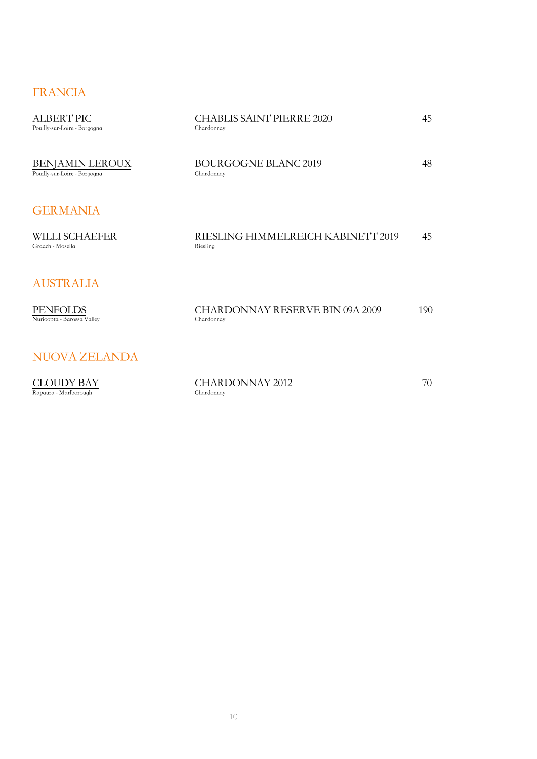## FRANCIA

| Produttore | Vino | Prezzo |
|---|---|---|
| ALBERT PIC<br>Pouilly-sur-Loire - Borgogna | CHABLIS SAINT PIERRE 2020<br>Chardonnay | 45 |
| BENJAMIN LEROUX<br>Pouilly-sur-Loire - Borgogna | BOURGOGNE BLANC 2019<br>Chardonnay | 48 |

## GERMANIA

| Produttore | Vino | Prezzo |
|---|---|---|
| WILLI SCHAEFER<br>Graach - Mosella | RIESLING HIMMELREICH KABINETT 2019<br>Riesling | 45 |

## AUSTRALIA

| Produttore | Vino | Prezzo |
|---|---|---|
| PENFOLDS<br>Nuriootpa - Barossa Valley | CHARDONNAY RESERVE BIN 09A 2009<br>Chardonnay | 190 |

## NUOVA ZELANDA

| Produttore | Vino | Prezzo |
|---|---|---|
| CLOUDY BAY<br>Rapaura - Marlborough | CHARDONNAY 2012<br>Chardonnay | 70 |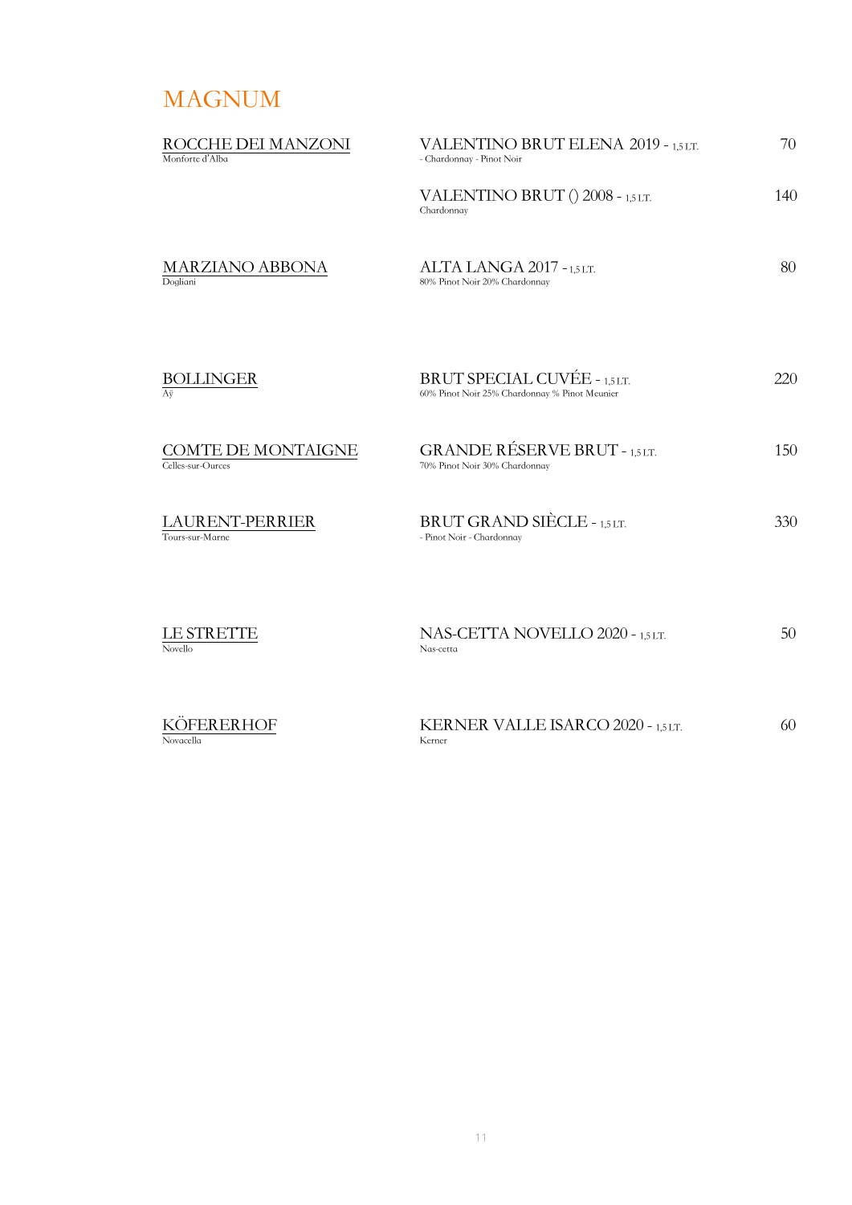# MAGNUM

| Producer | Wine | Price |
|---|---|---|
| ROCCHE DEI MANZONI<br>Monforte d'Alba | VALENTINO BRUT ELENA 2019 - 1,5 LT.<br>- Chardonnay - Pinot Noir | 70 |
| | VALENTINO BRUT () 2008 - 1,5 LT.<br>Chardonnay | 140 |
| MARZIANO ABBONA<br>Dogliani | ALTA LANGA 2017 - 1,5 LT.<br>80% Pinot Noir 20% Chardonnay | 80 |
| BOLLINGER<br>Aÿ | BRUT SPECIAL CUVÉE - 1,5 LT.<br>60% Pinot Noir 25% Chardonnay % Pinot Meunier | 220 |
| COMTE DE MONTAIGNE<br>Celles-sur-Ources | GRANDE RÉSERVE BRUT - 1,5 LT.<br>70% Pinot Noir 30% Chardonnay | 150 |
| LAURENT-PERRIER<br>Tours-sur-Marne | BRUT GRAND SIÈCLE - 1,5 LT.<br>- Pinot Noir - Chardonnay | 330 |
| LE STRETTE<br>Novello | NAS-CETTA NOVELLO 2020 - 1,5 LT.<br>Nas-cetta | 50 |
| KÖFERERHOF<br>Novacella | KERNER VALLE ISARCO 2020 - 1,5 LT.<br>Kerner | 60 |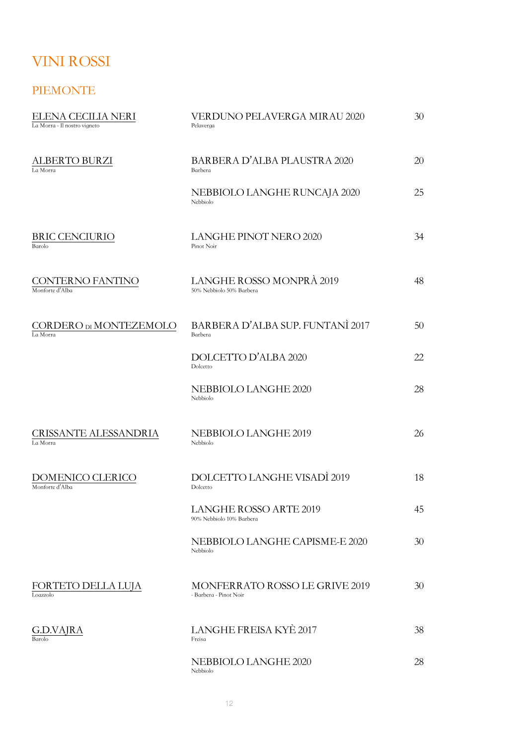# VINI ROSSI

## PIEMONTE

| Produttore | Vino | Prezzo |
|---|---|---|
| ELENA CECILIA NERI<br>La Morra - Il nostro vigneto | VERDUNO PELAVERGA MIRAU 2020<br>Pelaverga | 30 |
| ALBERTO BURZI<br>La Morra | BARBERA D'ALBA PLAUSTRA 2020<br>Barbera | 20 |
| | NEBBIOLO LANGHE RUNCAJA 2020<br>Nebbiolo | 25 |
| BRIC CENCIURIO<br>Barolo | LANGHE PINOT NERO 2020<br>Pinot Noir | 34 |
| CONTERNO FANTINO<br>Monforte d'Alba | LANGHE ROSSO MONPRÀ 2019<br>50% Nebbiolo 50% Barbera | 48 |
| CORDERO DI MONTEZEMOLO<br>La Morra | BARBERA D'ALBA SUP. FUNTANÌ 2017<br>Barbera | 50 |
| | DOLCETTO D'ALBA 2020<br>Dolcetto | 22 |
| | NEBBIOLO LANGHE 2020<br>Nebbiolo | 28 |
| CRISSANTE ALESSANDRIA<br>La Morra | NEBBIOLO LANGHE 2019<br>Nebbiolo | 26 |
| DOMENICO CLERICO<br>Monforte d'Alba | DOLCETTO LANGHE VISADÌ 2019<br>Dolcetto | 18 |
| | LANGHE ROSSO ARTE 2019<br>90% Nebbiolo 10% Barbera | 45 |
| | NEBBIOLO LANGHE CAPISME-E 2020<br>Nebbiolo | 30 |
| FORTETO DELLA LUJA<br>Loazzolo | MONFERRATO ROSSO LE GRIVE 2019<br>- Barbera - Pinot Noir | 30 |
| G.D.VAJRA<br>Barolo | LANGHE FREISA KYÈ 2017<br>Freisa | 38 |
| | NEBBIOLO LANGHE 2020<br>Nebbiolo | 28 |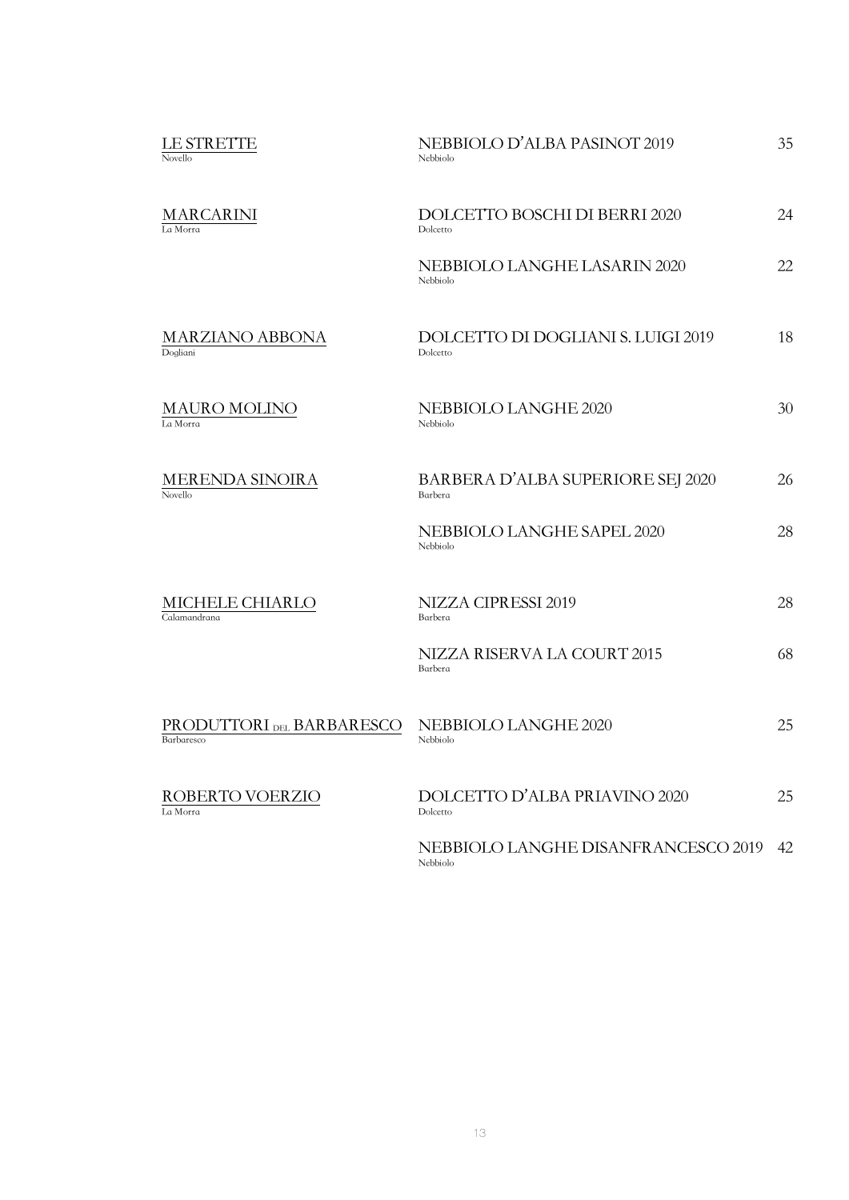| Producer | Wine | Price |
|---|---|---|
| LE STRETTE<br>Novello | NEBBIOLO D'ALBA PASINOT 2019<br>Nebbiolo | 35 |
| MARCARINI<br>La Morra | DOLCETTO BOSCHI DI BERRI 2020<br>Dolcetto | 24 |
| | NEBBIOLO LANGHE LASARIN 2020<br>Nebbiolo | 22 |
| MARZIANO ABBONA<br>Dogliani | DOLCETTO DI DOGLIANI S. LUIGI 2019<br>Dolcetto | 18 |
| MAURO MOLINO<br>La Morra | NEBBIOLO LANGHE 2020<br>Nebbiolo | 30 |
| MERENDA SINOIRA<br>Novello | BARBERA D'ALBA SUPERIORE SEJ 2020<br>Barbera | 26 |
| | NEBBIOLO LANGHE SAPEL 2020<br>Nebbiolo | 28 |
| MICHELE CHIARLO<br>Calamandrana | NIZZA CIPRESSI 2019<br>Barbera | 28 |
| | NIZZA RISERVA LA COURT 2015<br>Barbera | 68 |
| PRODUTTORI DEL BARBARESCO<br>Barbaresco | NEBBIOLO LANGHE 2020<br>Nebbiolo | 25 |
| ROBERTO VOERZIO<br>La Morra | DOLCETTO D'ALBA PRIAVINO 2020<br>Dolcetto | 25 |
| | NEBBIOLO LANGHE DISANFRANCESCO 2019<br>Nebbiolo | 42 |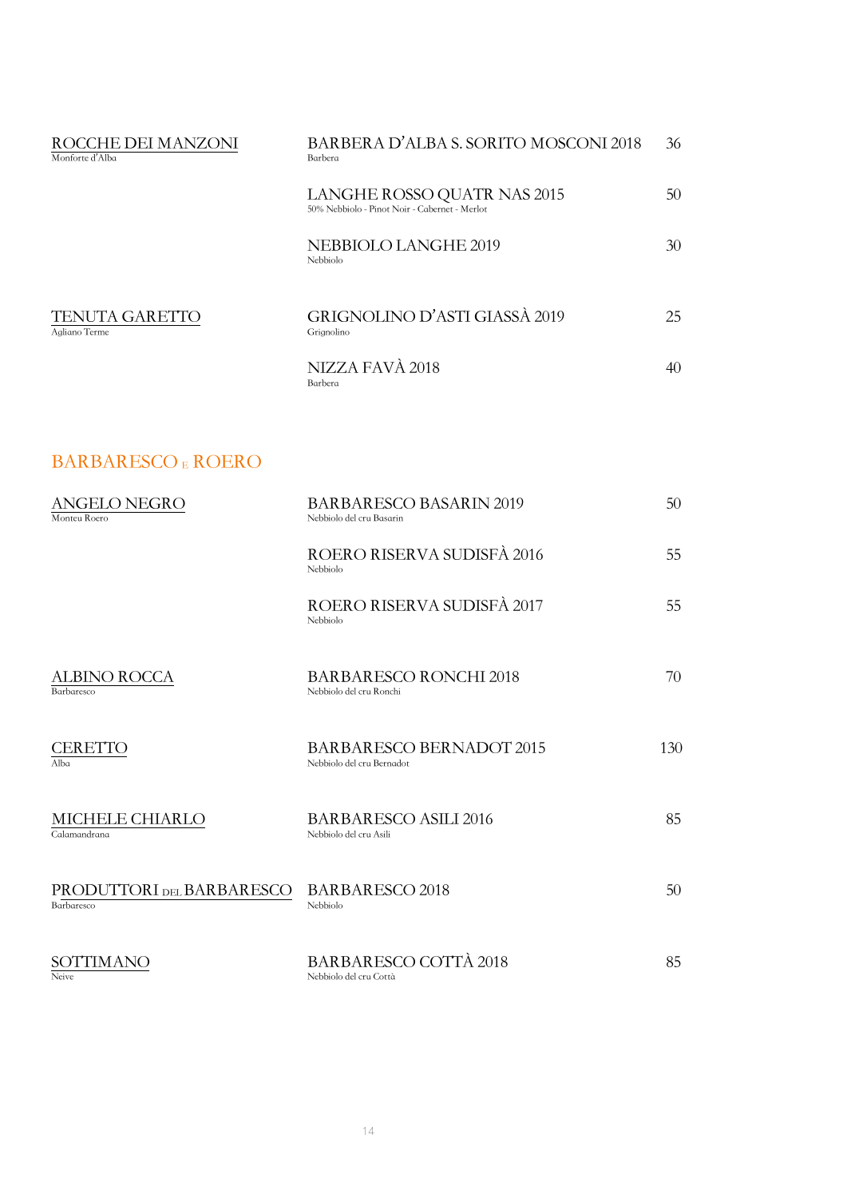| Producer | Wine | Price |
|---|---|---|
| ROCCHE DEI MANZONI<br>Monforte d'Alba | BARBERA D'ALBA S. SORITO MOSCONI 2018<br>Barbera | 36 |
| | LANGHE ROSSO QUATR NAS 2015<br>50% Nebbiolo - Pinot Noir - Cabernet - Merlot | 50 |
| | NEBBIOLO LANGHE 2019<br>Nebbiolo | 30 |
| TENUTA GARETTO<br>Agliano Terme | GRIGNOLINO D'ASTI GIASSÀ 2019<br>Grignolino | 25 |
| | NIZZA FAVÀ 2018<br>Barbera | 40 |

## BARBARESCO E ROERO

| Producer | Wine | Price |
|---|---|---|
| ANGELO NEGRO<br>Monteu Roero | BARBARESCO BASARIN 2019<br>Nebbiolo del cru Basarin | 50 |
| | ROERO RISERVA SUDISFÀ 2016<br>Nebbiolo | 55 |
| | ROERO RISERVA SUDISFÀ 2017<br>Nebbiolo | 55 |
| ALBINO ROCCA<br>Barbaresco | BARBARESCO RONCHI 2018<br>Nebbiolo del cru Ronchi | 70 |
| CERETTO<br>Alba | BARBARESCO BERNADOT 2015<br>Nebbiolo del cru Bernadot | 130 |
| MICHELE CHIARLO<br>Calamandrana | BARBARESCO ASILI 2016<br>Nebbiolo del cru Asili | 85 |
| PRODUTTORI DEL BARBARESCO<br>Barbaresco | BARBARESCO 2018<br>Nebbiolo | 50 |
| SOTTIMANO<br>Neive | BARBARESCO COTTÀ 2018<br>Nebbiolo del cru Cottà | 85 |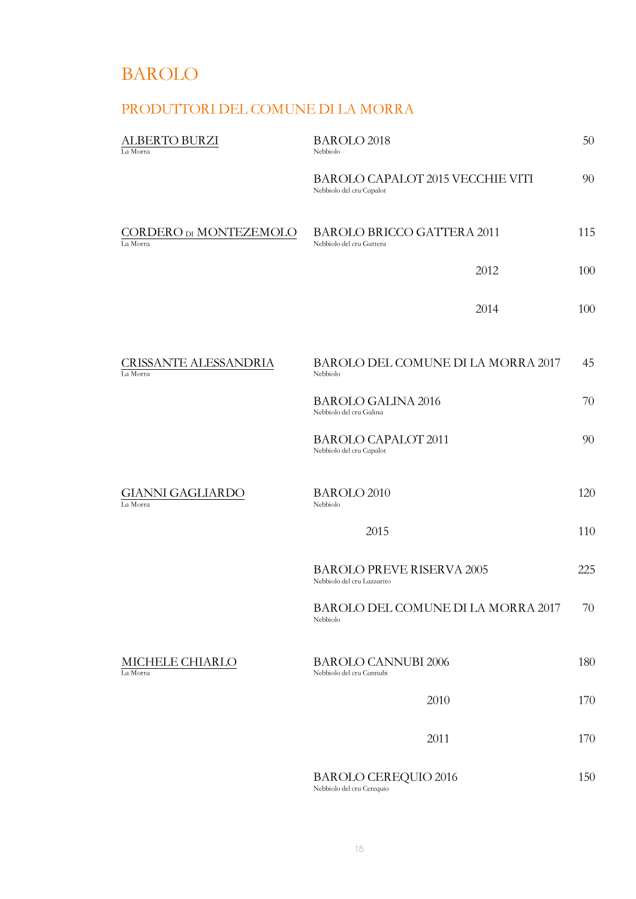# BAROLO

## PRODUTTORI DEL COMUNE DI LA MORRA

| Produttore | Vino | Prezzo |
|---|---|---|
| ALBERTO BURZI<br>La Morra | BAROLO 2018<br>Nebbiolo | 50 |
| | BAROLO CAPALOT 2015 VECCHIE VITI<br>Nebbiolo del cru Capalot | 90 |
| CORDERO DI MONTEZEMOLO<br>La Morra | BAROLO BRICCO GATTERA 2011<br>Nebbiolo del cru Gattera | 115 |
| | 2012 | 100 |
| | 2014 | 100 |
| CRISSANTE ALESSANDRIA<br>La Morra | BAROLO DEL COMUNE DI LA MORRA 2017<br>Nebbiolo | 45 |
| | BAROLO GALINA 2016<br>Nebbiolo del cru Galina | 70 |
| | BAROLO CAPALOT 2011<br>Nebbiolo del cru Capalot | 90 |
| GIANNI GAGLIARDO<br>La Morra | BAROLO 2010<br>Nebbiolo | 120 |
| | 2015 | 110 |
| | BAROLO PREVE RISERVA 2005<br>Nebbiolo del cru Lazzarito | 225 |
| | BAROLO DEL COMUNE DI LA MORRA 2017<br>Nebbiolo | 70 |
| MICHELE CHIARLO<br>La Morra | BAROLO CANNUBI 2006<br>Nebbiolo del cru Cannubi | 180 |
| | 2010 | 170 |
| | 2011 | 170 |
| | BAROLO CEREQUIO 2016<br>Nebbiolo del cru Cerequio | 150 |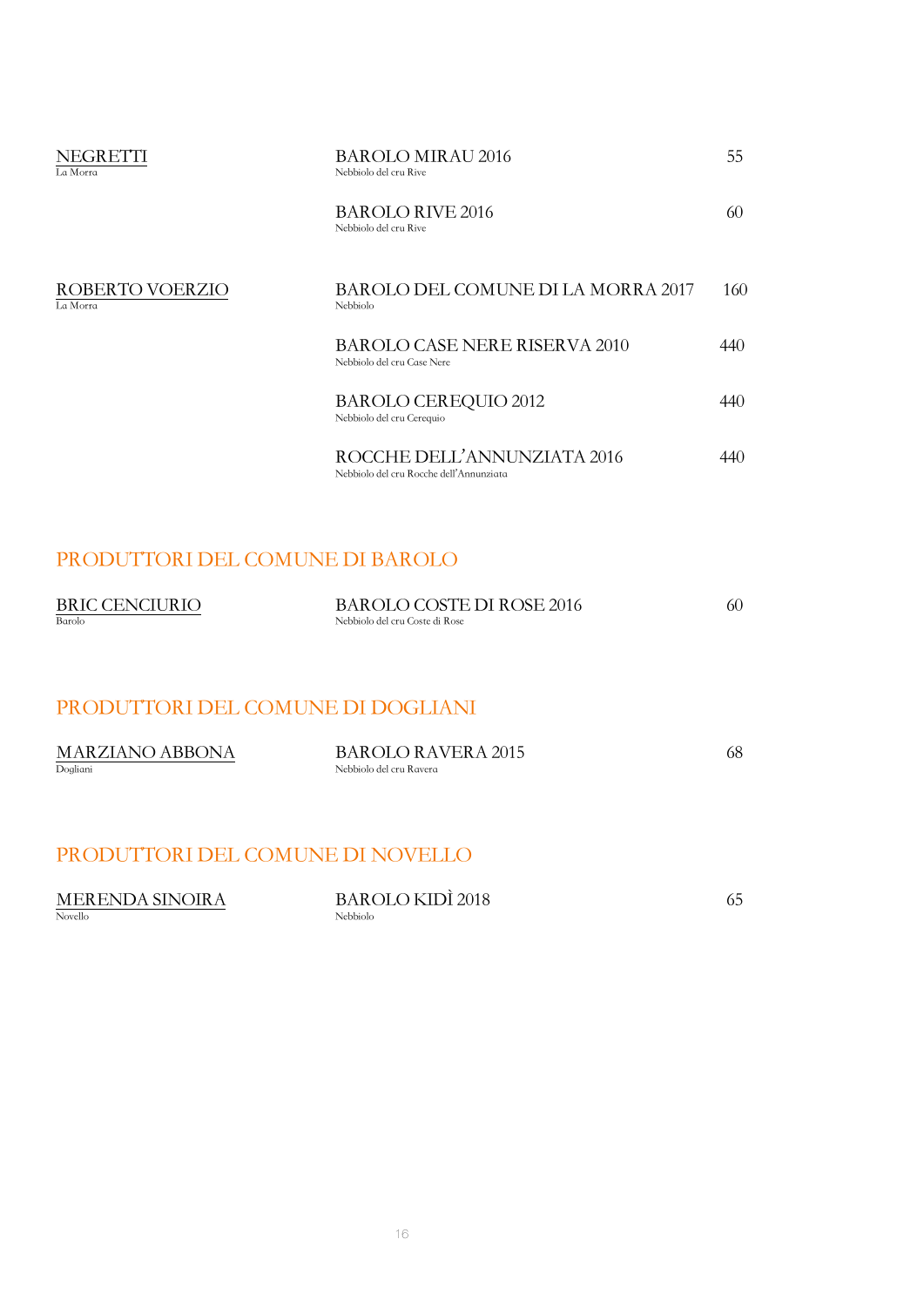| | | |
|---|---|---|
| NEGRETTI<br>La Morra | BAROLO MIRAU 2016<br>Nebbiolo del cru Rive | 55 |
| | BAROLO RIVE 2016<br>Nebbiolo del cru Rive | 60 |
| ROBERTO VOERZIO<br>La Morra | BAROLO DEL COMUNE DI LA MORRA 2017<br>Nebbiolo | 160 |
| | BAROLO CASE NERE RISERVA 2010<br>Nebbiolo del cru Case Nere | 440 |
| | BAROLO CEREQUIO 2012<br>Nebbiolo del cru Cerequio | 440 |
| | ROCCHE DELL'ANNUNZIATA 2016<br>Nebbiolo del cru Rocche dell'Annunziata | 440 |

## PRODUTTORI DEL COMUNE DI BAROLO

| | | |
|---|---|---|
| BRIC CENCIURIO<br>Barolo | BAROLO COSTE DI ROSE 2016<br>Nebbiolo del cru Coste di Rose | 60 |

## PRODUTTORI DEL COMUNE DI DOGLIANI

| | | |
|---|---|---|
| MARZIANO ABBONA<br>Dogliani | BAROLO RAVERA 2015<br>Nebbiolo del cru Ravera | 68 |

## PRODUTTORI DEL COMUNE DI NOVELLO

| | | |
|---|---|---|
| MERENDA SINOIRA<br>Novello | BAROLO KIDÌ 2018<br>Nebbiolo | 65 |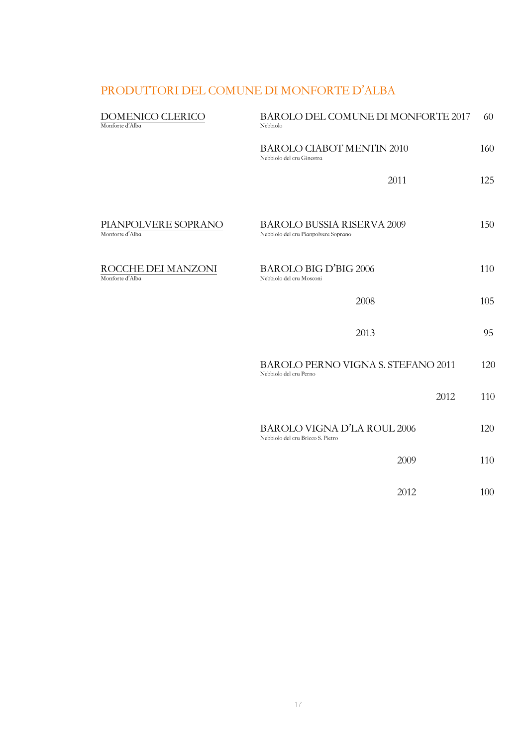## PRODUTTORI DEL COMUNE DI MONFORTE D'ALBA

| Produttore | Vino | Prezzo |
|---|---|---|
| DOMENICO CLERICO<br>Monforte d'Alba | BAROLO DEL COMUNE DI MONFORTE 2017<br>Nebbiolo | 60 |
| | BAROLO CIABOT MENTIN 2010<br>Nebbiolo del cru Ginestra | 160 |
| | 2011 | 125 |
| PIANPOLVERE SOPRANO<br>Monforte d'Alba | BAROLO BUSSIA RISERVA 2009<br>Nebbiolo del cru Pianpolvere Soprano | 150 |
| ROCCHE DEI MANZONI<br>Monforte d'Alba | BAROLO BIG D'BIG 2006<br>Nebbiolo del cru Mosconi | 110 |
| | 2008 | 105 |
| | 2013 | 95 |
| | BAROLO PERNO VIGNA S. STEFANO 2011<br>Nebbiolo del cru Perno | 120 |
| | 2012 | 110 |
| | BAROLO VIGNA D'LA ROUL 2006<br>Nebbiolo del cru Bricco S. Pietro | 120 |
| | 2009 | 110 |
| | 2012 | 100 |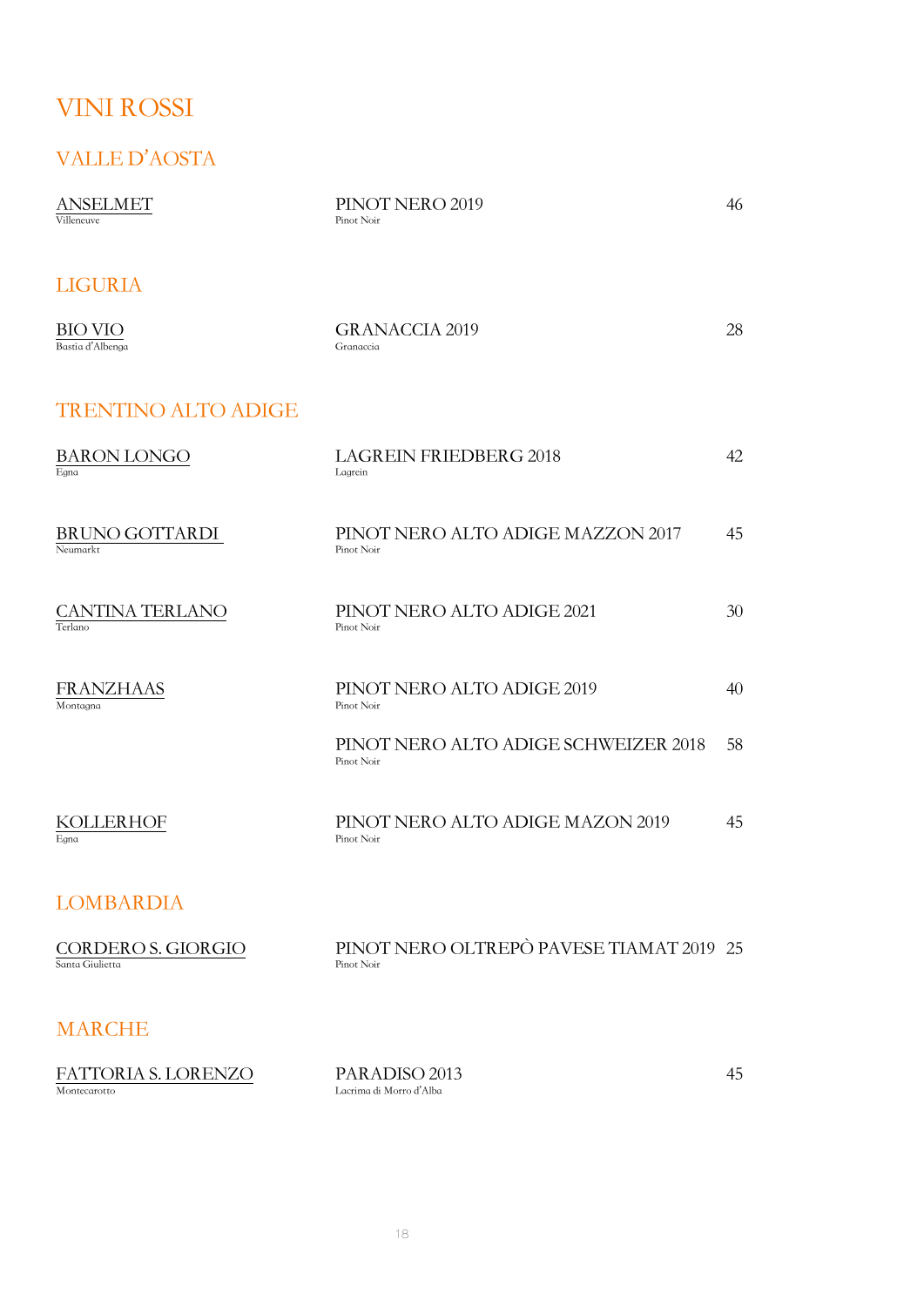# VINI ROSSI

## VALLE D'AOSTA

| Producer | Wine | Price |
|---|---|---|
| ANSELMET<br>Villeneuve | PINOT NERO 2019<br>Pinot Noir | 46 |

## LIGURIA

| Producer | Wine | Price |
|---|---|---|
| BIO VIO<br>Bastia d'Albenga | GRANACCIA 2019<br>Granaccia | 28 |

## TRENTINO ALTO ADIGE

| Producer | Wine | Price |
|---|---|---|
| BARON LONGO<br>Egna | LAGREIN FRIEDBERG 2018<br>Lagrein | 42 |
| BRUNO GOTTARDI<br>Neumarkt | PINOT NERO ALTO ADIGE MAZZON 2017<br>Pinot Noir | 45 |
| CANTINA TERLANO<br>Terlano | PINOT NERO ALTO ADIGE 2021<br>Pinot Noir | 30 |
| FRANZHAAS<br>Montagna | PINOT NERO ALTO ADIGE 2019<br>Pinot Noir | 40 |
| | PINOT NERO ALTO ADIGE SCHWEIZER 2018<br>Pinot Noir | 58 |
| KOLLERHOF<br>Egna | PINOT NERO ALTO ADIGE MAZON 2019<br>Pinot Noir | 45 |

## LOMBARDIA

| Producer | Wine | Price |
|---|---|---|
| CORDERO S. GIORGIO<br>Santa Giulietta | PINOT NERO OLTREPÒ PAVESE TIAMAT 2019<br>Pinot Noir | 25 |

## MARCHE

| Producer | Wine | Price |
|---|---|---|
| FATTORIA S. LORENZO<br>Montecarotto | PARADISO 2013<br>Lacrima di Morro d'Alba | 45 |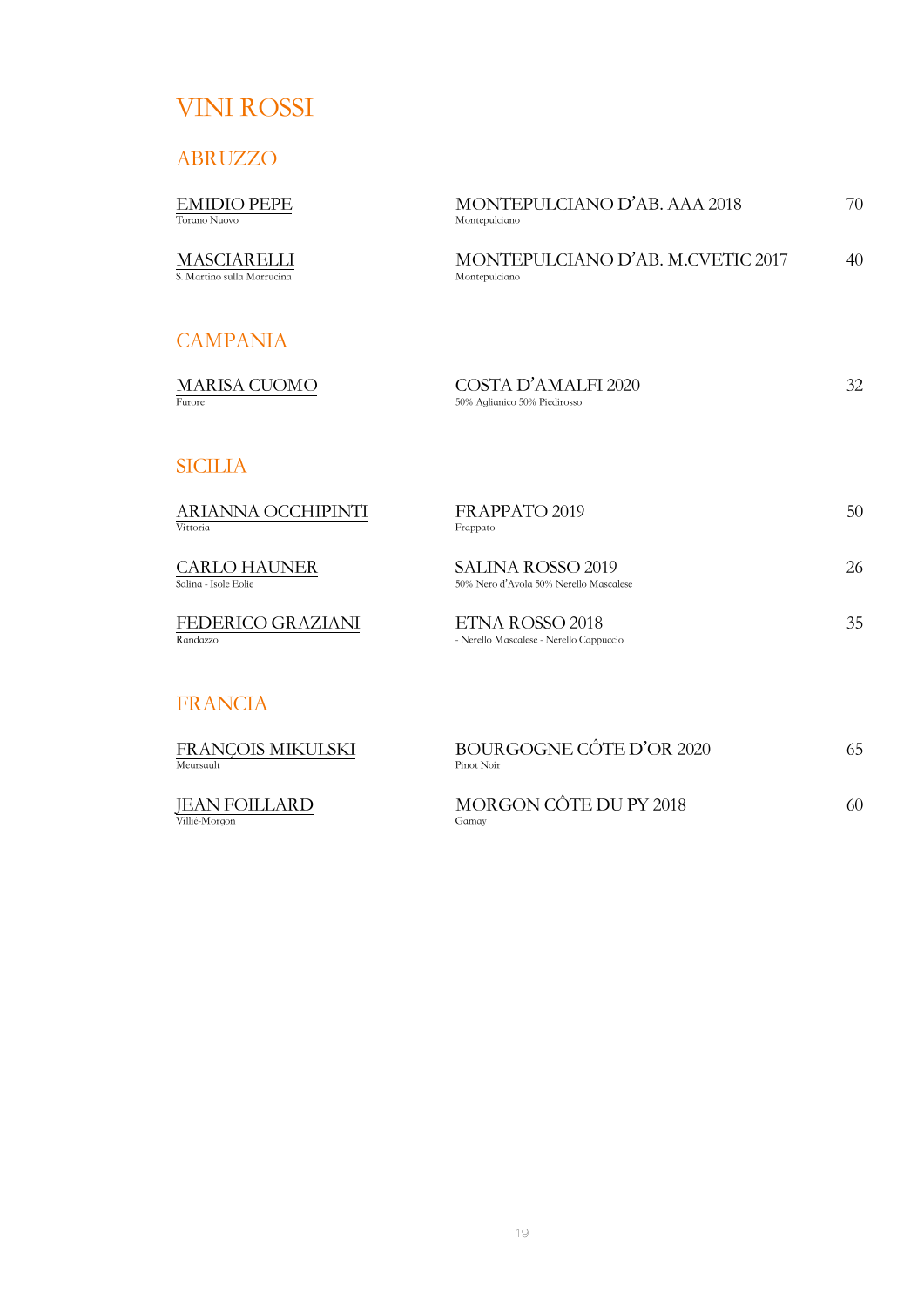# VINI ROSSI

## ABRUZZO

| Produttore | Vino | Prezzo |
|---|---|---|
| EMIDIO PEPE<br>Torano Nuovo | MONTEPULCIANO D'AB. AAA 2018<br>Montepulciano | 70 |
| MASCIARELLI<br>S. Martino sulla Marrucina | MONTEPULCIANO D'AB. M.CVETIC 2017<br>Montepulciano | 40 |

## CAMPANIA

| Produttore | Vino | Prezzo |
|---|---|---|
| MARISA CUOMO<br>Furore | COSTA D'AMALFI 2020<br>50% Aglianico 50% Piedirosso | 32 |

## SICILIA

| Produttore | Vino | Prezzo |
|---|---|---|
| ARIANNA OCCHIPINTI<br>Vittoria | FRAPPATO 2019<br>Frappato | 50 |
| CARLO HAUNER<br>Salina - Isole Eolie | SALINA ROSSO 2019<br>50% Nero d'Avola 50% Nerello Mascalese | 26 |
| FEDERICO GRAZIANI<br>Randazzo | ETNA ROSSO 2018<br>- Nerello Mascalese - Nerello Cappuccio | 35 |

## FRANCIA

| Produttore | Vino | Prezzo |
|---|---|---|
| FRANÇOIS MIKULSKI<br>Meursault | BOURGOGNE CÔTE D'OR 2020<br>Pinot Noir | 65 |
| JEAN FOILLARD<br>Villié-Morgon | MORGON CÔTE DU PY 2018<br>Gamay | 60 |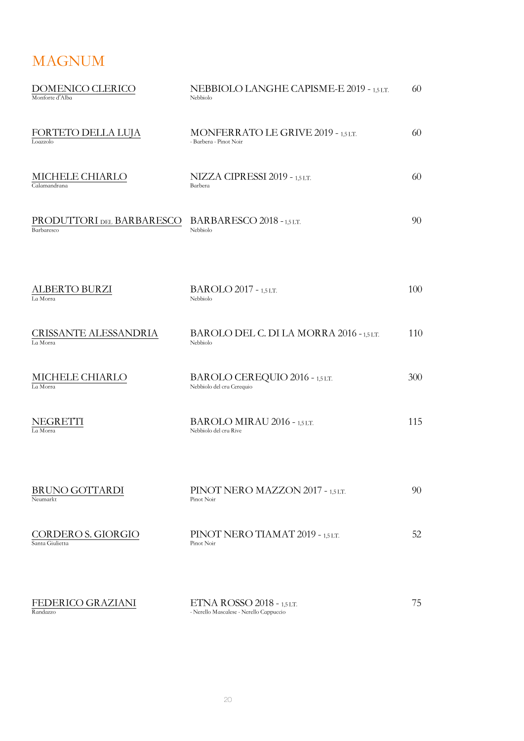# MAGNUM

| Producer | Wine | Price |
|---|---|---|
| DOMENICO CLERICO<br>Monforte d'Alba | NEBBIOLO LANGHE CAPISME-E 2019 - 1,5 LT.<br>Nebbiolo | 60 |
| FORTETO DELLA LUJA<br>Loazzolo | MONFERRATO LE GRIVE 2019 - 1,5 LT.<br>- Barbera - Pinot Noir | 60 |
| MICHELE CHIARLO<br>Calamandrana | NIZZA CIPRESSI 2019 - 1,5 LT.<br>Barbera | 60 |
| PRODUTTORI DEL BARBARESCO<br>Barbaresco | BARBARESCO 2018 - 1,5 LT.<br>Nebbiolo | 90 |
| ALBERTO BURZI<br>La Morra | BAROLO 2017 - 1,5 LT.<br>Nebbiolo | 100 |
| CRISSANTE ALESSANDRIA<br>La Morra | BAROLO DEL C. DI LA MORRA 2016 - 1,5 LT.<br>Nebbiolo | 110 |
| MICHELE CHIARLO<br>La Morra | BAROLO CEREQUIO 2016 - 1,5 LT.<br>Nebbiolo del cru Cerequio | 300 |
| NEGRETTI<br>La Morra | BAROLO MIRAU 2016 - 1,5 LT.<br>Nebbiolo del cru Rive | 115 |
| BRUNO GOTTARDI<br>Neumarkt | PINOT NERO MAZZON 2017 - 1,5 LT.<br>Pinot Noir | 90 |
| CORDERO S. GIORGIO<br>Santa Giulietta | PINOT NERO TIAMAT 2019 - 1,5 LT.<br>Pinot Noir | 52 |
| FEDERICO GRAZIANI<br>Randazzo | ETNA ROSSO 2018 - 1,5 LT.<br>- Nerello Mascalese - Nerello Cappuccio | 75 |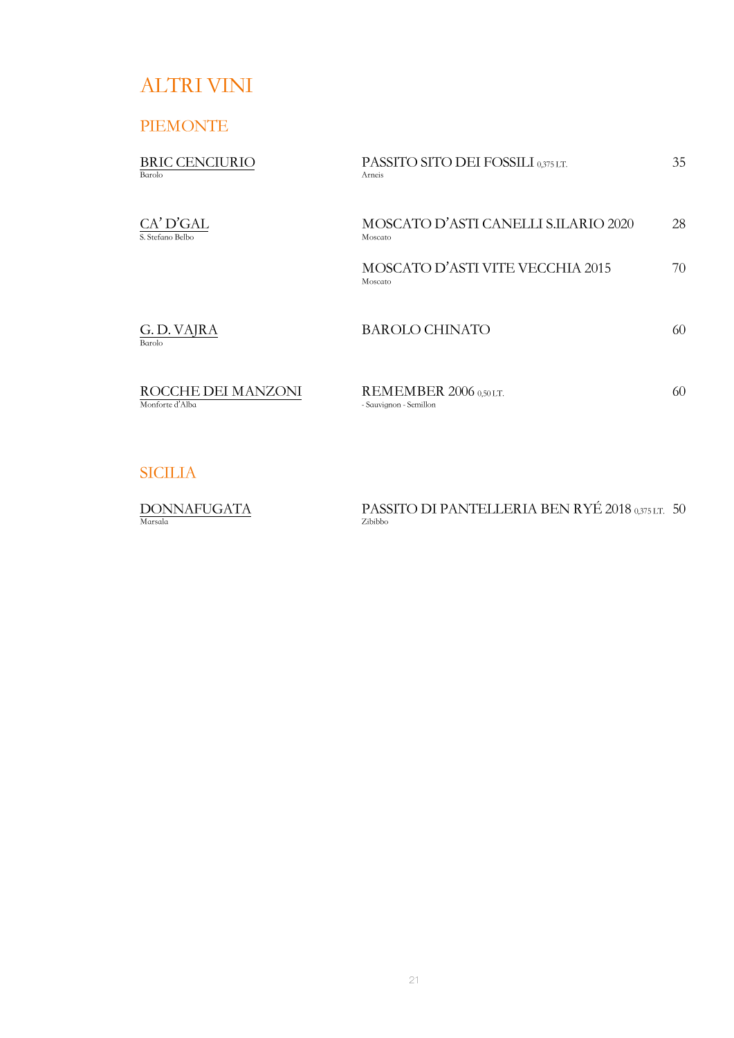# ALTRI VINI

## PIEMONTE

| | | |
|---|---|---|
| BRIC CENCIURIO<br>Barolo | PASSITO SITO DEI FOSSILI 0,375 LT.<br>Arneis | 35 |
| CA' D'GAL<br>S. Stefano Belbo | MOSCATO D'ASTI CANELLI S.ILARIO 2020<br>Moscato | 28 |
| | MOSCATO D'ASTI VITE VECCHIA 2015<br>Moscato | 70 |
| G. D. VAJRA<br>Barolo | BAROLO CHINATO | 60 |
| ROCCHE DEI MANZONI<br>Monforte d'Alba | REMEMBER 2006 0,50 LT.<br>- Sauvignon - Semillon | 60 |

## SICILIA

| | | |
|---|---|---|
| DONNAFUGATA<br>Marsala | PASSITO DI PANTELLERIA BEN RYÉ 2018 0,375 LT.<br>Zibibbo | 50 |